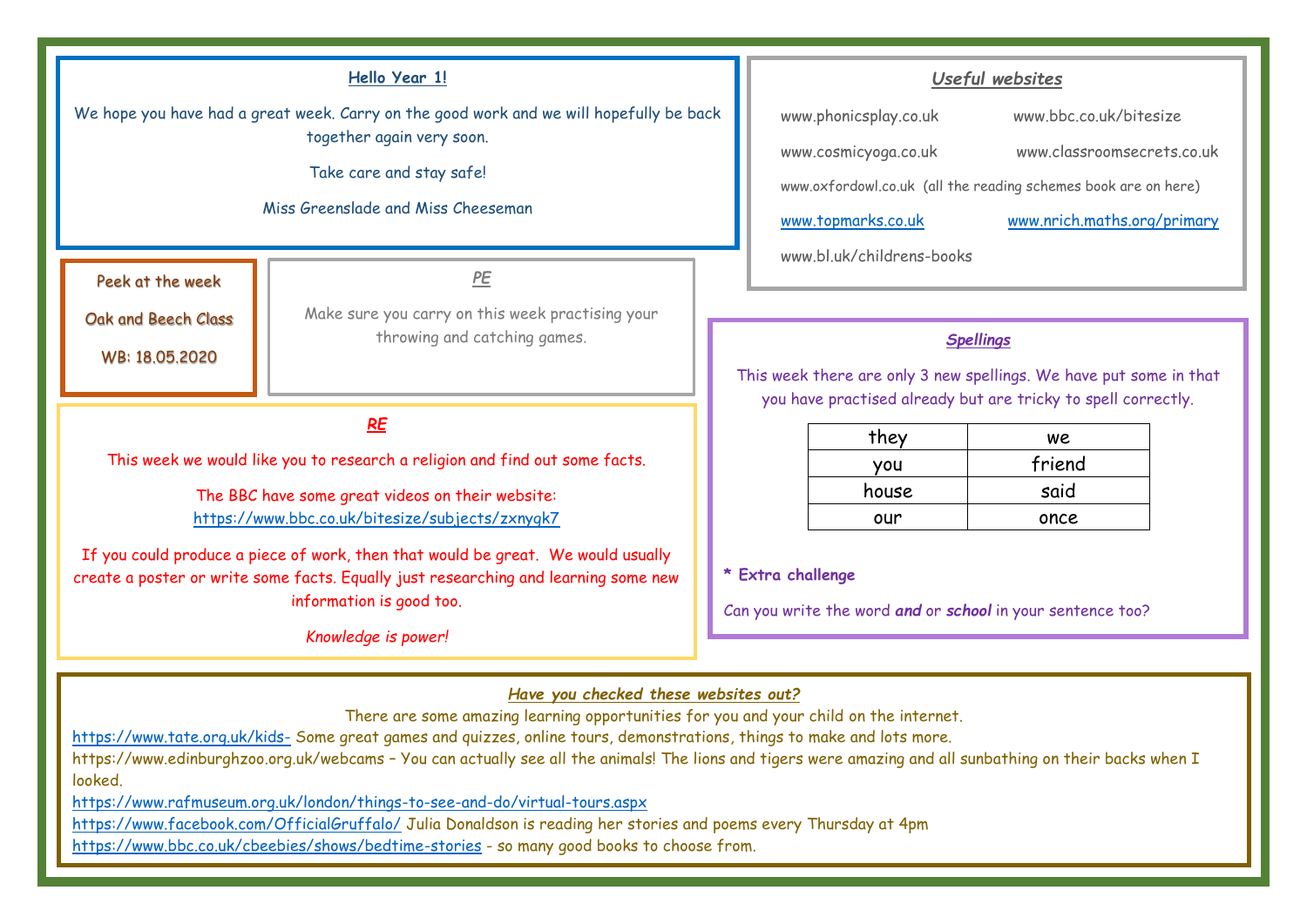## Hello Year 1!

We hope you have had a great week. Carry on the good work and we will hopefully be back together again very soon.

Take care and stay safe!

Miss Greenslade and Miss Cheeseman

## *Useful websites*

www.phonicsplay.co.uk

www.bbc.co.uk/bitesize

www.cosmicyoga.co.uk

www.classroomsecrets.co.uk

www.oxfordowl.co.uk (all the reading schemes book are on here)

www.topmarks.co.uk

www.nrich.maths.org/primary

www.bl.uk/childrens-books

Peek at the week

Oak and Beech Class

WB: 18.05.2020

## *PE*

Make sure you carry on this week practising your throwing and catching games.

## *RE*

This week we would like you to research a religion and find out some facts.

The BBC have some great videos on their website: https://www.bbc.co.uk/bitesize/subjects/zxnygk7

If you could produce a piece of work, then that would be great. We would usually create a poster or write some facts. Equally just researching and learning some new information is good too.

*Knowledge is power!*

## *Spellings*

This week there are only 3 new spellings. We have put some in that you have practised already but are tricky to spell correctly.

| they | we |
|---|---|
| you | friend |
| house | said |
| our | once |

**\* Extra challenge**

Can you write the word ***and*** or ***school*** in your sentence too?

## *Have you checked these websites out?*

There are some amazing learning opportunities for you and your child on the internet.

https://www.tate.org.uk/kids- Some great games and quizzes, online tours, demonstrations, things to make and lots more.

https://www.edinburghzoo.org.uk/webcams – You can actually see all the animals! The lions and tigers were amazing and all sunbathing on their backs when I looked.

https://www.rafmuseum.org.uk/london/things-to-see-and-do/virtual-tours.aspx

https://www.facebook.com/OfficialGruffalo/ Julia Donaldson is reading her stories and poems every Thursday at 4pm

https://www.bbc.co.uk/cbeebies/shows/bedtime-stories - so many good books to choose from.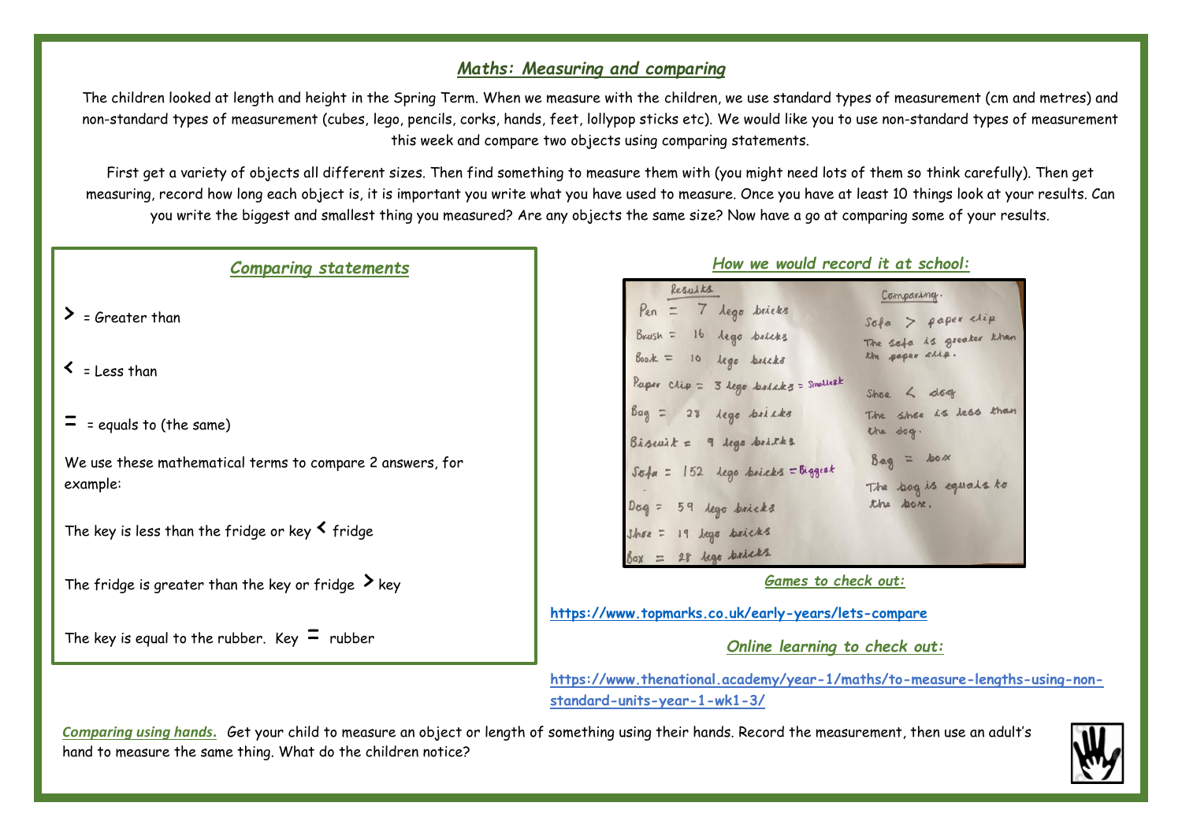## *Maths: Measuring and comparing*

The children looked at length and height in the Spring Term. When we measure with the children, we use standard types of measurement (cm and metres) and non-standard types of measurement (cubes, lego, pencils, corks, hands, feet, lollypop sticks etc). We would like you to use non-standard types of measurement this week and compare two objects using comparing statements.

First get a variety of objects all different sizes. Then find something to measure them with (you might need lots of them so think carefully). Then get measuring, record how long each object is, it is important you write what you have used to measure. Once you have at least 10 things look at your results. Can you write the biggest and smallest thing you measured? Are any objects the same size? Now have a go at comparing some of your results.

### *Comparing statements*

**>** = Greater than

**<** = Less than

**=** = equals to (the same)

We use these mathematical terms to compare 2 answers, for example:

The key is less than the fridge or key **<** fridge

The fridge is greater than the key or fridge **>** key

The key is equal to the rubber. Key **=** rubber

### *How we would record it at school:*

Results

Pen = 7 lego bricks
Brush = 16 lego bricks
Book = 10 lego bricks
Paper clip = 3 lego bricks = Smallest
Bag = 28 lego bricks
Biscuit = 9 lego bricks
Sofa = 152 lego bricks = Biggest
Dog = 59 lego bricks
Shoe = 19 lego bricks
Box = 28 lego bricks

Comparing.

Sofa > paper clip
The sofa is greater than the paper clip.

Shoe < dog
The shoe is less than the dog.

Bag = box
The bag is equals to the box.

### *Games to check out:*

**https://www.topmarks.co.uk/early-years/lets-compare**

### *Online learning to check out:*

**https://www.thenational.academy/year-1/maths/to-measure-lengths-using-non-standard-units-year-1-wk1-3/**

***Comparing using hands.*** Get your child to measure an object or length of something using their hands. Record the measurement, then use an adult's hand to measure the same thing. What do the children notice?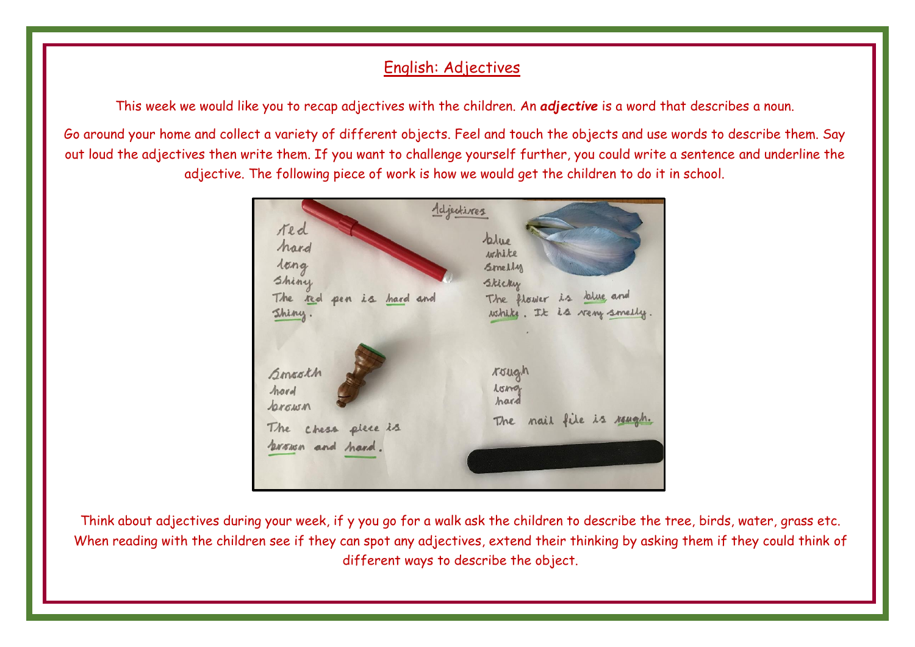# English: Adjectives

This week we would like you to recap adjectives with the children. An ***adjective*** is a word that describes a noun.

Go around your home and collect a variety of different objects. Feel and touch the objects and use words to describe them. Say out loud the adjectives then write them. If you want to challenge yourself further, you could write a sentence and underline the adjective. The following piece of work is how we would get the children to do it in school.

Think about adjectives during your week, if y you go for a walk ask the children to describe the tree, birds, water, grass etc. When reading with the children see if they can spot any adjectives, extend their thinking by asking them if they could think of different ways to describe the object.